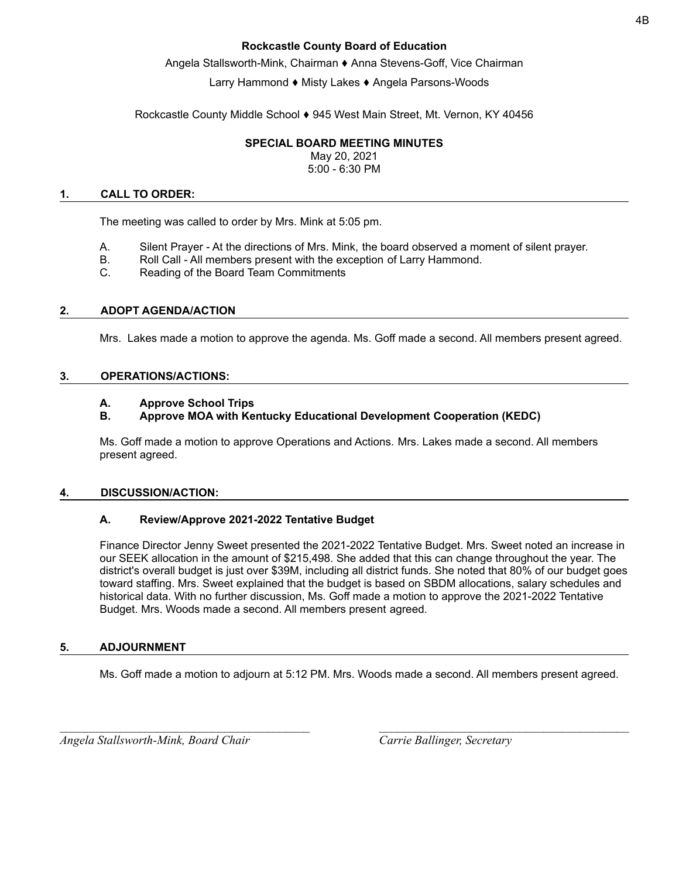**Rockcastle County Board of Education**

Angela Stallsworth-Mink, Chairman ♦ Anna Stevens-Goff, Vice Chairman

Larry Hammond ♦ Misty Lakes ♦ Angela Parsons-Woods

Rockcastle County Middle School ♦ 945 West Main Street, Mt. Vernon, KY 40456

**SPECIAL BOARD MEETING MINUTES**

May 20, 2021

5:00 - 6:30 PM

## 1. CALL TO ORDER:

The meeting was called to order by Mrs. Mink at 5:05 pm.

A. Silent Prayer - At the directions of Mrs. Mink, the board observed a moment of silent prayer.
B. Roll Call - All members present with the exception of Larry Hammond.
C. Reading of the Board Team Commitments

## 2. ADOPT AGENDA/ACTION

Mrs. Lakes made a motion to approve the agenda. Ms. Goff made a second. All members present agreed.

## 3. OPERATIONS/ACTIONS:

**A. Approve School Trips**
**B. Approve MOA with Kentucky Educational Development Cooperation (KEDC)**

Ms. Goff made a motion to approve Operations and Actions. Mrs. Lakes made a second. All members present agreed.

## 4. DISCUSSION/ACTION:

**A. Review/Approve 2021-2022 Tentative Budget**

Finance Director Jenny Sweet presented the 2021-2022 Tentative Budget. Mrs. Sweet noted an increase in our SEEK allocation in the amount of $215,498. She added that this can change throughout the year. The district's overall budget is just over $39M, including all district funds. She noted that 80% of our budget goes toward staffing. Mrs. Sweet explained that the budget is based on SBDM allocations, salary schedules and historical data. With no further discussion, Ms. Goff made a motion to approve the 2021-2022 Tentative Budget. Mrs. Woods made a second. All members present agreed.

## 5. ADJOURNMENT

Ms. Goff made a motion to adjourn at 5:12 PM. Mrs. Woods made a second. All members present agreed.

_______________________________ _______________________________

*Angela Stallsworth-Mink, Board Chair* *Carrie Ballinger, Secretary*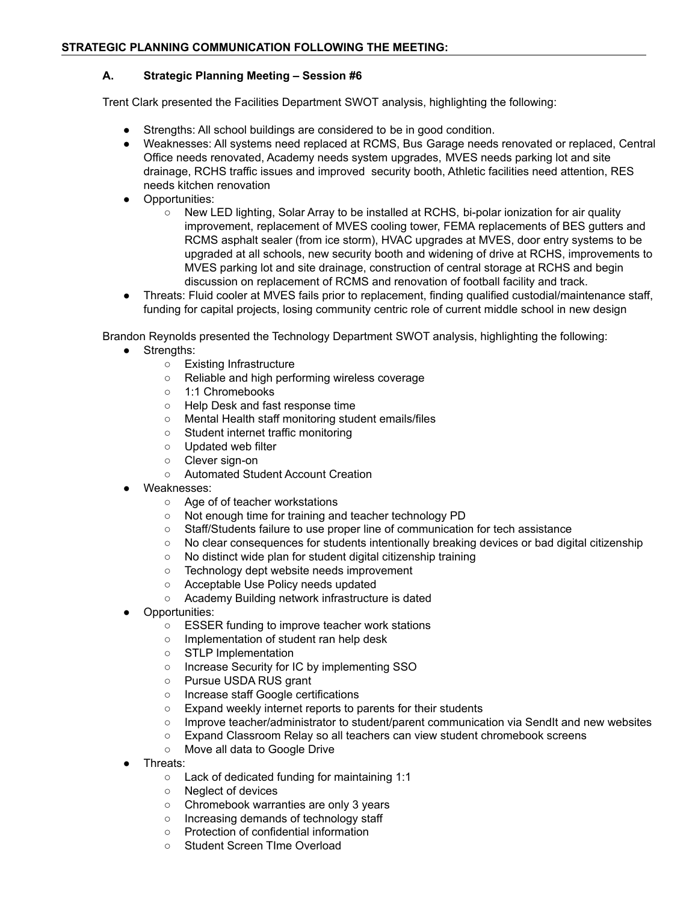## STRATEGIC PLANNING COMMUNICATION FOLLOWING THE MEETING:

### A. Strategic Planning Meeting – Session #6

Trent Clark presented the Facilities Department SWOT analysis, highlighting the following:

- Strengths: All school buildings are considered to be in good condition.
- Weaknesses: All systems need replaced at RCMS, Bus Garage needs renovated or replaced, Central Office needs renovated, Academy needs system upgrades, MVES needs parking lot and site drainage, RCHS traffic issues and improved security booth, Athletic facilities need attention, RES needs kitchen renovation
- Opportunities:
  - New LED lighting, Solar Array to be installed at RCHS, bi-polar ionization for air quality improvement, replacement of MVES cooling tower, FEMA replacements of BES gutters and RCMS asphalt sealer (from ice storm), HVAC upgrades at MVES, door entry systems to be upgraded at all schools, new security booth and widening of drive at RCHS, improvements to MVES parking lot and site drainage, construction of central storage at RCHS and begin discussion on replacement of RCMS and renovation of football facility and track.
- Threats: Fluid cooler at MVES fails prior to replacement, finding qualified custodial/maintenance staff, funding for capital projects, losing community centric role of current middle school in new design

Brandon Reynolds presented the Technology Department SWOT analysis, highlighting the following:

- Strengths:
  - Existing Infrastructure
  - Reliable and high performing wireless coverage
  - 1:1 Chromebooks
  - Help Desk and fast response time
  - Mental Health staff monitoring student emails/files
  - Student internet traffic monitoring
  - Updated web filter
  - Clever sign-on
  - Automated Student Account Creation
- Weaknesses:
  - Age of of teacher workstations
  - Not enough time for training and teacher technology PD
  - Staff/Students failure to use proper line of communication for tech assistance
  - No clear consequences for students intentionally breaking devices or bad digital citizenship
  - No distinct wide plan for student digital citizenship training
  - Technology dept website needs improvement
  - Acceptable Use Policy needs updated
  - Academy Building network infrastructure is dated
- Opportunities:
  - ESSER funding to improve teacher work stations
  - Implementation of student ran help desk
  - STLP Implementation
  - Increase Security for IC by implementing SSO
  - Pursue USDA RUS grant
  - Increase staff Google certifications
  - Expand weekly internet reports to parents for their students
  - Improve teacher/administrator to student/parent communication via SendIt and new websites
  - Expand Classroom Relay so all teachers can view student chromebook screens
  - Move all data to Google Drive
- Threats:
  - Lack of dedicated funding for maintaining 1:1
  - Neglect of devices
  - Chromebook warranties are only 3 years
  - Increasing demands of technology staff
  - Protection of confidential information
  - Student Screen TIme Overload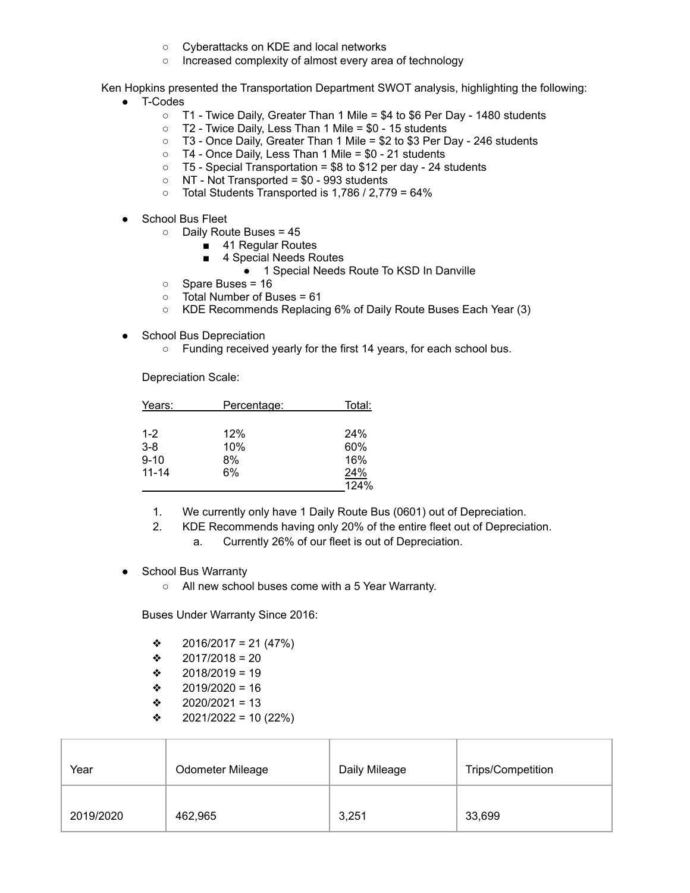- Cyberattacks on KDE and local networks
  - Increased complexity of almost every area of technology

Ken Hopkins presented the Transportation Department SWOT analysis, highlighting the following:

- T-Codes
  - T1 - Twice Daily, Greater Than 1 Mile = $4 to $6 Per Day - 1480 students
  - T2 - Twice Daily, Less Than 1 Mile = $0 - 15 students
  - T3 - Once Daily, Greater Than 1 Mile = $2 to $3 Per Day - 246 students
  - T4 - Once Daily, Less Than 1 Mile = $0 - 21 students
  - T5 - Special Transportation = $8 to $12 per day - 24 students
  - NT - Not Transported = $0 - 993 students
  - Total Students Transported is 1,786 / 2,779 = 64%

- School Bus Fleet
  - Daily Route Buses = 45
    - 41 Regular Routes
    - 4 Special Needs Routes
      - 1 Special Needs Route To KSD In Danville
  - Spare Buses = 16
  - Total Number of Buses = 61
  - KDE Recommends Replacing 6% of Daily Route Buses Each Year (3)

- School Bus Depreciation
  - Funding received yearly for the first 14 years, for each school bus.

  Depreciation Scale:

  | Years: | Percentage: | Total: |
  |---|---|---|
  | 1-2 | 12% | 24% |
  | 3-8 | 10% | 60% |
  | 9-10 | 8% | 16% |
  | 11-14 | 6% | 24% |
  | | | 124% |

  1. We currently only have 1 Daily Route Bus (0601) out of Depreciation.
  2. KDE Recommends having only 20% of the entire fleet out of Depreciation.
     a. Currently 26% of our fleet is out of Depreciation.

- School Bus Warranty
  - All new school buses come with a 5 Year Warranty.

  Buses Under Warranty Since 2016:

  - 2016/2017 = 21 (47%)
  - 2017/2018 = 20
  - 2018/2019 = 19
  - 2019/2020 = 16
  - 2020/2021 = 13
  - 2021/2022 = 10 (22%)

| Year | Odometer Mileage | Daily Mileage | Trips/Competition |
|---|---|---|---|
| 2019/2020 | 462,965 | 3,251 | 33,699 |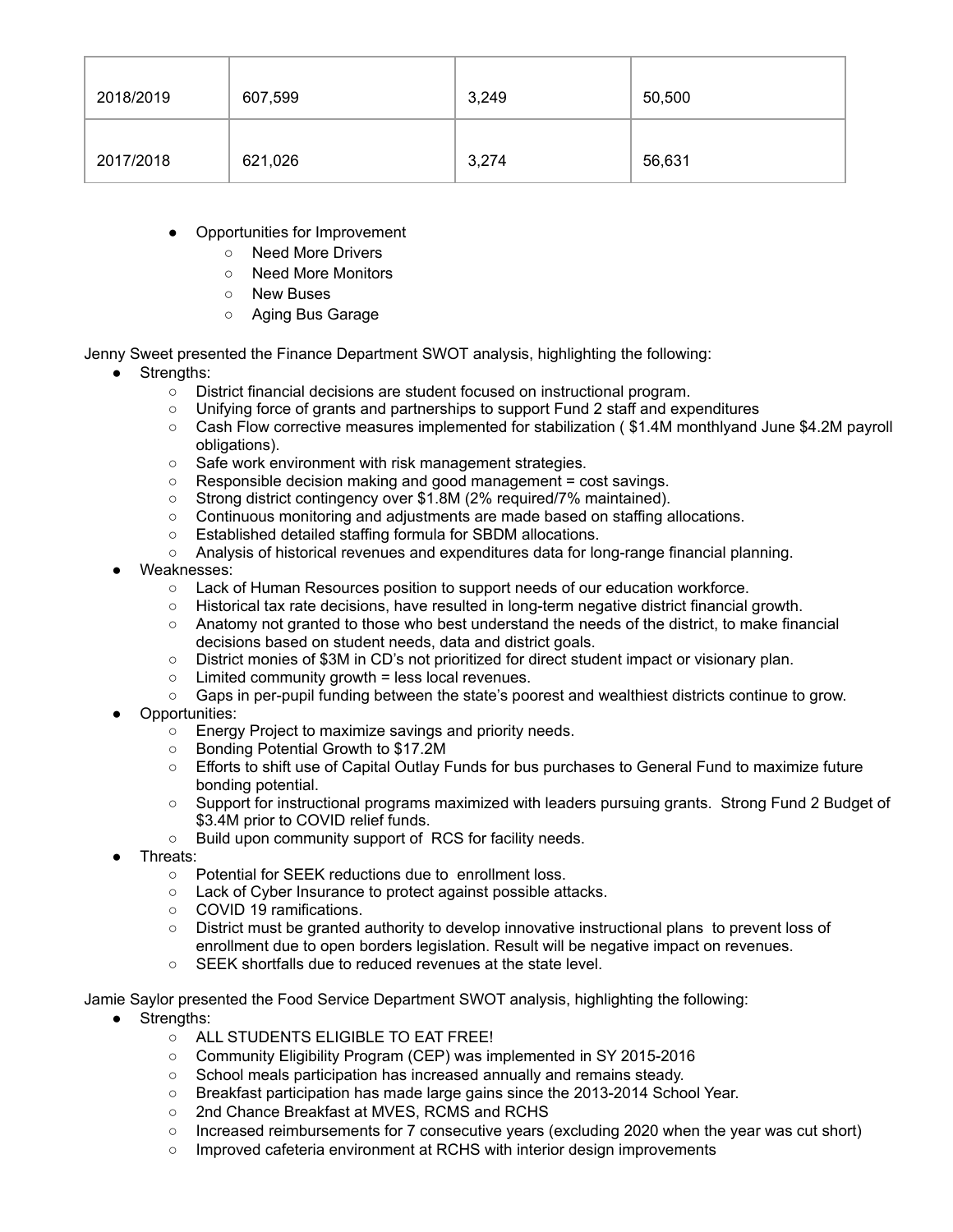| 2018/2019 | 607,599 | 3,249 | 50,500 |
|---|---|---|---|
| 2017/2018 | 621,026 | 3,274 | 56,631 |

- Opportunities for Improvement
  - Need More Drivers
  - Need More Monitors
  - New Buses
  - Aging Bus Garage

Jenny Sweet presented the Finance Department SWOT analysis, highlighting the following:

- Strengths:
  - District financial decisions are student focused on instructional program.
  - Unifying force of grants and partnerships to support Fund 2 staff and expenditures
  - Cash Flow corrective measures implemented for stabilization ( $1.4M monthlyand June $4.2M payroll obligations).
  - Safe work environment with risk management strategies.
  - Responsible decision making and good management = cost savings.
  - Strong district contingency over $1.8M (2% required/7% maintained).
  - Continuous monitoring and adjustments are made based on staffing allocations.
  - Established detailed staffing formula for SBDM allocations.
  - Analysis of historical revenues and expenditures data for long-range financial planning.
- Weaknesses:
  - Lack of Human Resources position to support needs of our education workforce.
  - Historical tax rate decisions, have resulted in long-term negative district financial growth.
  - Anatomy not granted to those who best understand the needs of the district, to make financial decisions based on student needs, data and district goals.
  - District monies of $3M in CD's not prioritized for direct student impact or visionary plan.
  - Limited community growth = less local revenues.
  - Gaps in per-pupil funding between the state's poorest and wealthiest districts continue to grow.
- Opportunities:
  - Energy Project to maximize savings and priority needs.
  - Bonding Potential Growth to $17.2M
  - Efforts to shift use of Capital Outlay Funds for bus purchases to General Fund to maximize future bonding potential.
  - Support for instructional programs maximized with leaders pursuing grants. Strong Fund 2 Budget of $3.4M prior to COVID relief funds.
  - Build upon community support of RCS for facility needs.
- Threats:
  - Potential for SEEK reductions due to enrollment loss.
  - Lack of Cyber Insurance to protect against possible attacks.
  - COVID 19 ramifications.
  - District must be granted authority to develop innovative instructional plans to prevent loss of enrollment due to open borders legislation. Result will be negative impact on revenues.
  - SEEK shortfalls due to reduced revenues at the state level.

Jamie Saylor presented the Food Service Department SWOT analysis, highlighting the following:

- Strengths:
  - ALL STUDENTS ELIGIBLE TO EAT FREE!
  - Community Eligibility Program (CEP) was implemented in SY 2015-2016
  - School meals participation has increased annually and remains steady.
  - Breakfast participation has made large gains since the 2013-2014 School Year.
  - 2nd Chance Breakfast at MVES, RCMS and RCHS
  - Increased reimbursements for 7 consecutive years (excluding 2020 when the year was cut short)
  - Improved cafeteria environment at RCHS with interior design improvements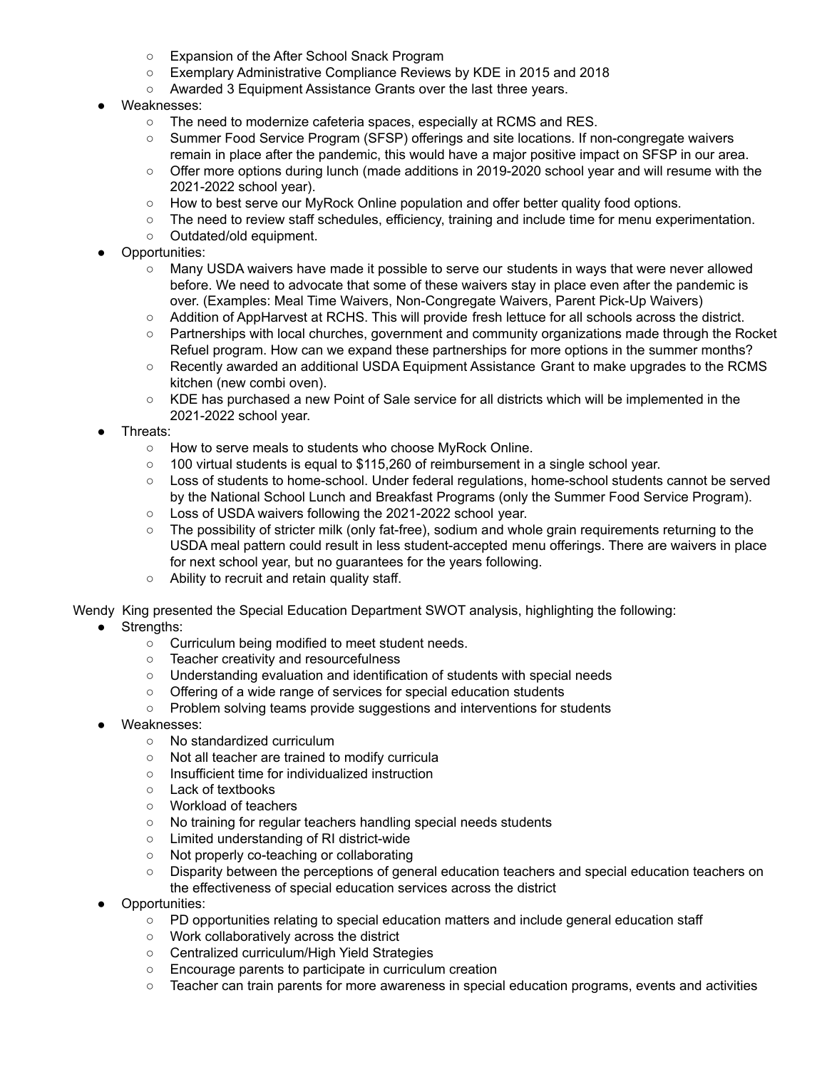- Expansion of the After School Snack Program
    - Exemplary Administrative Compliance Reviews by KDE in 2015 and 2018
    - Awarded 3 Equipment Assistance Grants over the last three years.
- Weaknesses:
    - The need to modernize cafeteria spaces, especially at RCMS and RES.
    - Summer Food Service Program (SFSP) offerings and site locations. If non-congregate waivers remain in place after the pandemic, this would have a major positive impact on SFSP in our area.
    - Offer more options during lunch (made additions in 2019-2020 school year and will resume with the 2021-2022 school year).
    - How to best serve our MyRock Online population and offer better quality food options.
    - The need to review staff schedules, efficiency, training and include time for menu experimentation.
    - Outdated/old equipment.
- Opportunities:
    - Many USDA waivers have made it possible to serve our students in ways that were never allowed before. We need to advocate that some of these waivers stay in place even after the pandemic is over. (Examples: Meal Time Waivers, Non-Congregate Waivers, Parent Pick-Up Waivers)
    - Addition of AppHarvest at RCHS. This will provide fresh lettuce for all schools across the district.
    - Partnerships with local churches, government and community organizations made through the Rocket Refuel program. How can we expand these partnerships for more options in the summer months?
    - Recently awarded an additional USDA Equipment Assistance Grant to make upgrades to the RCMS kitchen (new combi oven).
    - KDE has purchased a new Point of Sale service for all districts which will be implemented in the 2021-2022 school year.
- Threats:
    - How to serve meals to students who choose MyRock Online.
    - 100 virtual students is equal to $115,260 of reimbursement in a single school year.
    - Loss of students to home-school. Under federal regulations, home-school students cannot be served by the National School Lunch and Breakfast Programs (only the Summer Food Service Program).
    - Loss of USDA waivers following the 2021-2022 school year.
    - The possibility of stricter milk (only fat-free), sodium and whole grain requirements returning to the USDA meal pattern could result in less student-accepted menu offerings. There are waivers in place for next school year, but no guarantees for the years following.
    - Ability to recruit and retain quality staff.

Wendy King presented the Special Education Department SWOT analysis, highlighting the following:

- Strengths:
    - Curriculum being modified to meet student needs.
    - Teacher creativity and resourcefulness
    - Understanding evaluation and identification of students with special needs
    - Offering of a wide range of services for special education students
    - Problem solving teams provide suggestions and interventions for students
- Weaknesses:
    - No standardized curriculum
    - Not all teacher are trained to modify curricula
    - Insufficient time for individualized instruction
    - Lack of textbooks
    - Workload of teachers
    - No training for regular teachers handling special needs students
    - Limited understanding of RI district-wide
    - Not properly co-teaching or collaborating
    - Disparity between the perceptions of general education teachers and special education teachers on the effectiveness of special education services across the district
- Opportunities:
    - PD opportunities relating to special education matters and include general education staff
    - Work collaboratively across the district
    - Centralized curriculum/High Yield Strategies
    - Encourage parents to participate in curriculum creation
    - Teacher can train parents for more awareness in special education programs, events and activities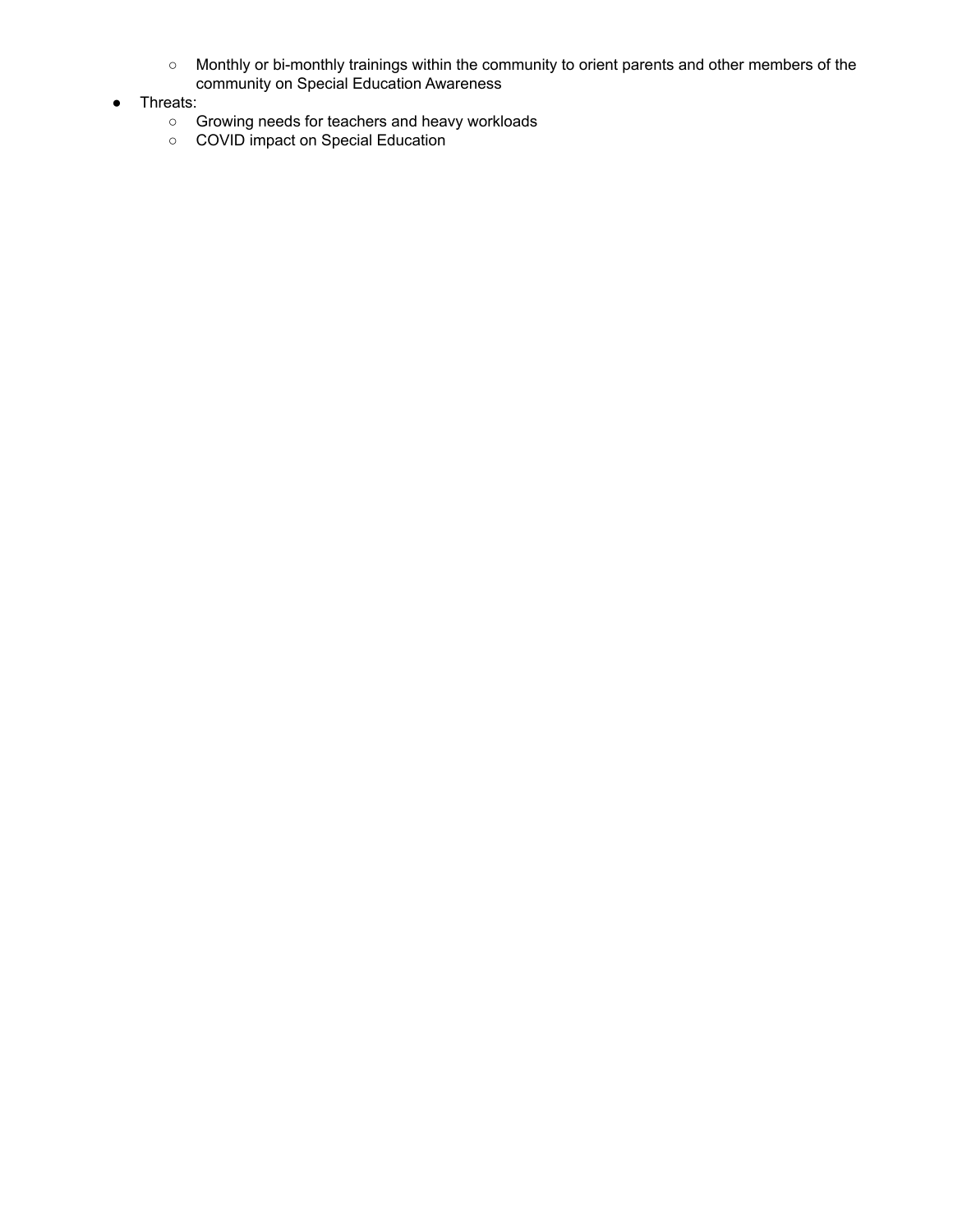- Monthly or bi-monthly trainings within the community to orient parents and other members of the community on Special Education Awareness
- Threats:
    - Growing needs for teachers and heavy workloads
    - COVID impact on Special Education